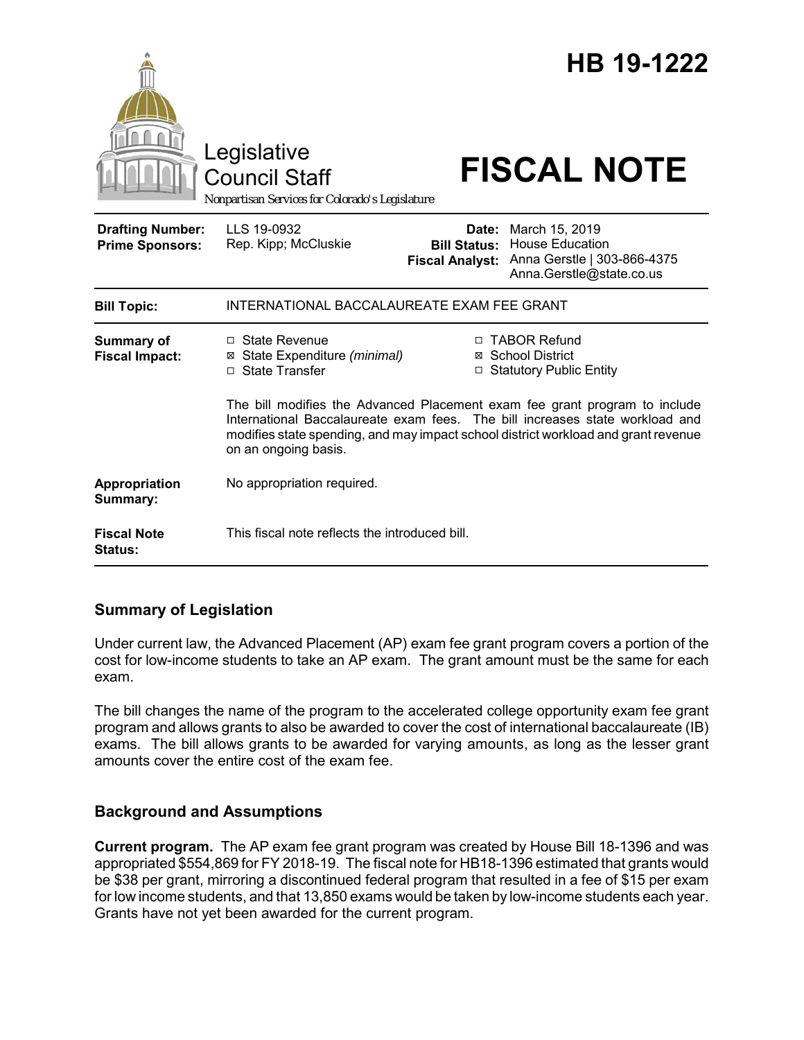# HB 19-1222

Legislative Council Staff

*Nonpartisan Services for Colorado's Legislature*

# FISCAL NOTE

| | | | |
|---|---|---|---|
| **Drafting Number:** | LLS 19-0932 | **Date:** | March 15, 2019 |
| **Prime Sponsors:** | Rep. Kipp; McCluskie | **Bill Status:** | House Education |
| | | **Fiscal Analyst:** | Anna Gerstle \| 303-866-4375 Anna.Gerstle@state.co.us |

| | |
|---|---|
| **Bill Topic:** | INTERNATIONAL BACCALAUREATE EXAM FEE GRANT |
| **Summary of Fiscal Impact:** | ☐ State Revenue ☒ State Expenditure *(minimal)* ☐ State Transfer ☐ TABOR Refund ☒ School District ☐ Statutory Public Entity<br><br>The bill modifies the Advanced Placement exam fee grant program to include International Baccalaureate exam fees. The bill increases state workload and modifies state spending, and may impact school district workload and grant revenue on an ongoing basis. |
| **Appropriation Summary:** | No appropriation required. |
| **Fiscal Note Status:** | This fiscal note reflects the introduced bill. |

## Summary of Legislation

Under current law, the Advanced Placement (AP) exam fee grant program covers a portion of the cost for low-income students to take an AP exam. The grant amount must be the same for each exam.

The bill changes the name of the program to the accelerated college opportunity exam fee grant program and allows grants to also be awarded to cover the cost of international baccalaureate (IB) exams. The bill allows grants to be awarded for varying amounts, as long as the lesser grant amounts cover the entire cost of the exam fee.

## Background and Assumptions

**Current program.** The AP exam fee grant program was created by House Bill 18-1396 and was appropriated $554,869 for FY 2018-19. The fiscal note for HB18-1396 estimated that grants would be $38 per grant, mirroring a discontinued federal program that resulted in a fee of $15 per exam for low income students, and that 13,850 exams would be taken by low-income students each year. Grants have not yet been awarded for the current program.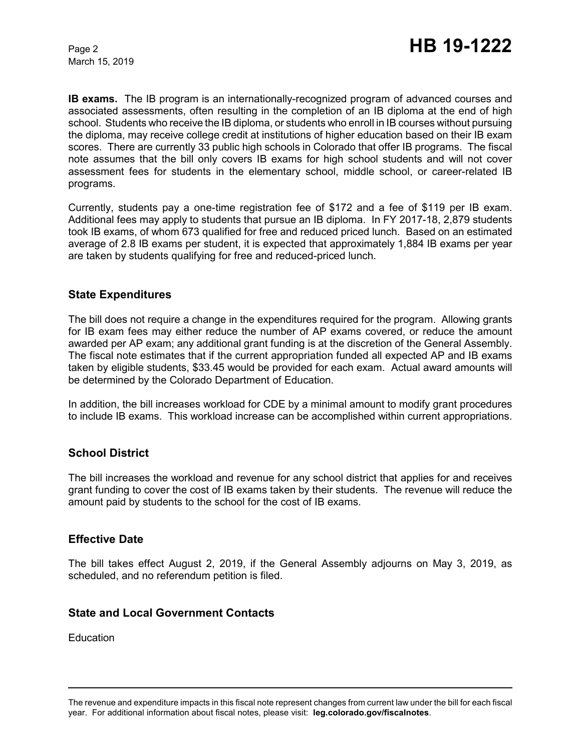**IB exams.** The IB program is an internationally-recognized program of advanced courses and associated assessments, often resulting in the completion of an IB diploma at the end of high school. Students who receive the IB diploma, or students who enroll in IB courses without pursuing the diploma, may receive college credit at institutions of higher education based on their IB exam scores. There are currently 33 public high schools in Colorado that offer IB programs. The fiscal note assumes that the bill only covers IB exams for high school students and will not cover assessment fees for students in the elementary school, middle school, or career-related IB programs.

Currently, students pay a one-time registration fee of $172 and a fee of $119 per IB exam. Additional fees may apply to students that pursue an IB diploma. In FY 2017-18, 2,879 students took IB exams, of whom 673 qualified for free and reduced priced lunch. Based on an estimated average of 2.8 IB exams per student, it is expected that approximately 1,884 IB exams per year are taken by students qualifying for free and reduced-priced lunch.

## State Expenditures

The bill does not require a change in the expenditures required for the program. Allowing grants for IB exam fees may either reduce the number of AP exams covered, or reduce the amount awarded per AP exam; any additional grant funding is at the discretion of the General Assembly. The fiscal note estimates that if the current appropriation funded all expected AP and IB exams taken by eligible students, $33.45 would be provided for each exam. Actual award amounts will be determined by the Colorado Department of Education.

In addition, the bill increases workload for CDE by a minimal amount to modify grant procedures to include IB exams. This workload increase can be accomplished within current appropriations.

## School District

The bill increases the workload and revenue for any school district that applies for and receives grant funding to cover the cost of IB exams taken by their students. The revenue will reduce the amount paid by students to the school for the cost of IB exams.

## Effective Date

The bill takes effect August 2, 2019, if the General Assembly adjourns on May 3, 2019, as scheduled, and no referendum petition is filed.

## State and Local Government Contacts

Education

The revenue and expenditure impacts in this fiscal note represent changes from current law under the bill for each fiscal year. For additional information about fiscal notes, please visit: **leg.colorado.gov/fiscalnotes**.